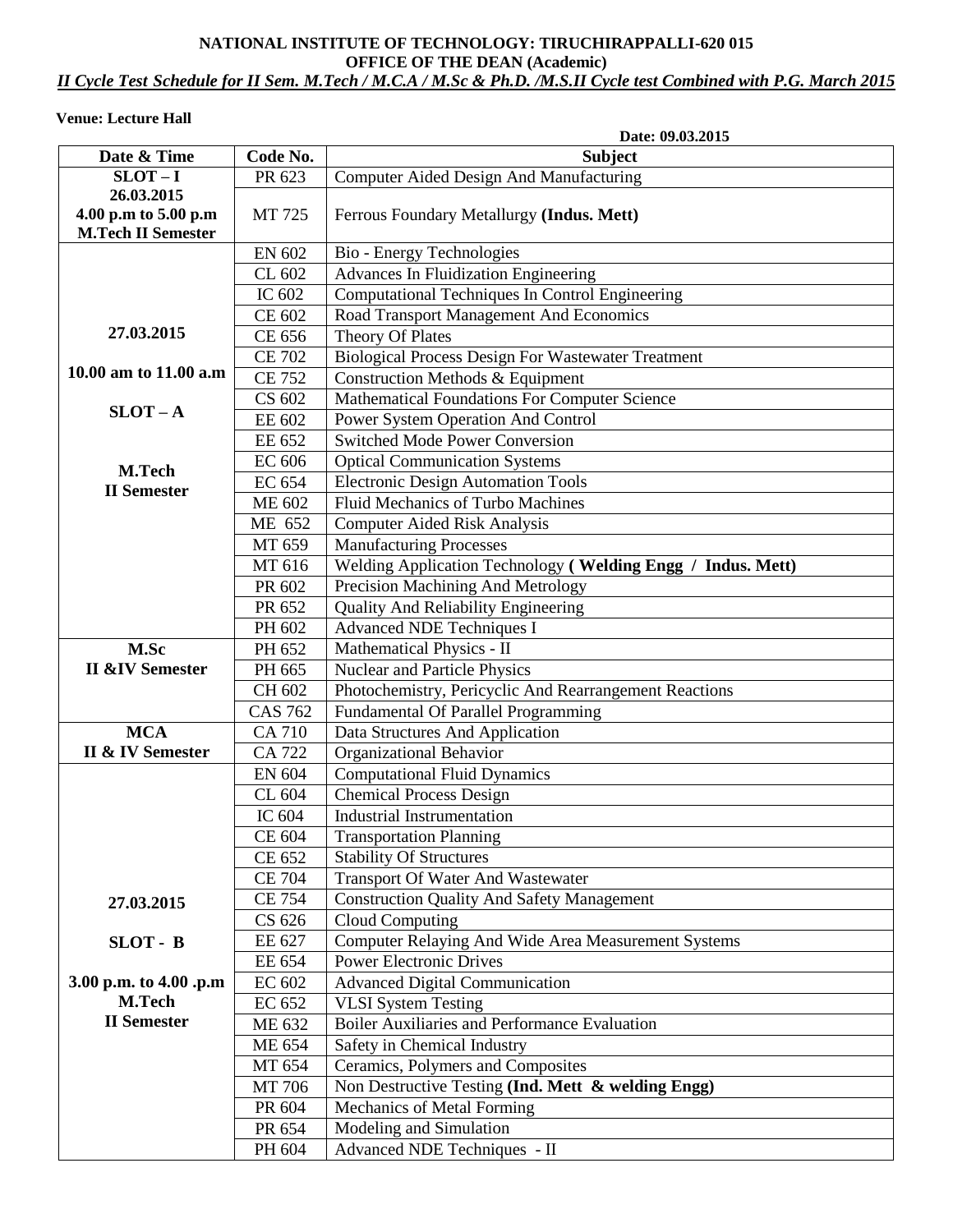**NATIONAL INSTITUTE OF TECHNOLOGY: TIRUCHIRAPPALLI-620 015**
**OFFICE OF THE DEAN (Academic)**
***II Cycle Test Schedule for II Sem. M.Tech / M.C.A / M.Sc & Ph.D. /M.S.II Cycle test Combined with P.G. March 2015***

**Venue: Lecture Hall**

**Date: 09.03.2015**

| Date & Time | Code No. | Subject |
|---|---|---|
| **SLOT – I 26.03.2015 4.00 p.m to 5.00 p.m M.Tech II Semester** | PR 623 | Computer Aided Design And Manufacturing |
| | MT 725 | Ferrous Foundary Metallurgy **(Indus. Mett)** |
| **27.03.2015 10.00 am to 11.00 a.m SLOT – A M.Tech II Semester** | EN 602 | Bio - Energy Technologies |
| | CL 602 | Advances In Fluidization Engineering |
| | IC 602 | Computational Techniques In Control Engineering |
| | CE 602 | Road Transport Management And Economics |
| | CE 656 | Theory Of Plates |
| | CE 702 | Biological Process Design For Wastewater Treatment |
| | CE 752 | Construction Methods & Equipment |
| | CS 602 | Mathematical Foundations For Computer Science |
| | EE 602 | Power System Operation And Control |
| | EE 652 | Switched Mode Power Conversion |
| | EC 606 | Optical Communication Systems |
| | EC 654 | Electronic Design Automation Tools |
| | ME 602 | Fluid Mechanics of Turbo Machines |
| | ME 652 | Computer Aided Risk Analysis |
| | MT 659 | Manufacturing Processes |
| | MT 616 | Welding Application Technology **( Welding Engg / Indus. Mett)** |
| | PR 602 | Precision Machining And Metrology |
| | PR 652 | Quality And Reliability Engineering |
| | PH 602 | Advanced NDE Techniques I |
| **M.Sc II &IV Semester** | PH 652 | Mathematical Physics - II |
| | PH 665 | Nuclear and Particle Physics |
| | CH 602 | Photochemistry, Pericyclic And Rearrangement Reactions |
| | CAS 762 | Fundamental Of Parallel Programming |
| **MCA II & IV Semester** | CA 710 | Data Structures And Application |
| | CA 722 | Organizational Behavior |
| **27.03.2015 SLOT - B 3.00 p.m. to 4.00 .p.m M.Tech II Semester** | EN 604 | Computational Fluid Dynamics |
| | CL 604 | Chemical Process Design |
| | IC 604 | Industrial Instrumentation |
| | CE 604 | Transportation Planning |
| | CE 652 | Stability Of Structures |
| | CE 704 | Transport Of Water And Wastewater |
| | CE 754 | Construction Quality And Safety Management |
| | CS 626 | Cloud Computing |
| | EE 627 | Computer Relaying And Wide Area Measurement Systems |
| | EE 654 | Power Electronic Drives |
| | EC 602 | Advanced Digital Communication |
| | EC 652 | VLSI System Testing |
| | ME 632 | Boiler Auxiliaries and Performance Evaluation |
| | ME 654 | Safety in Chemical Industry |
| | MT 654 | Ceramics, Polymers and Composites |
| | MT 706 | Non Destructive Testing **(Ind. Mett & welding Engg)** |
| | PR 604 | Mechanics of Metal Forming |
| | PR 654 | Modeling and Simulation |
| | PH 604 | Advanced NDE Techniques - II |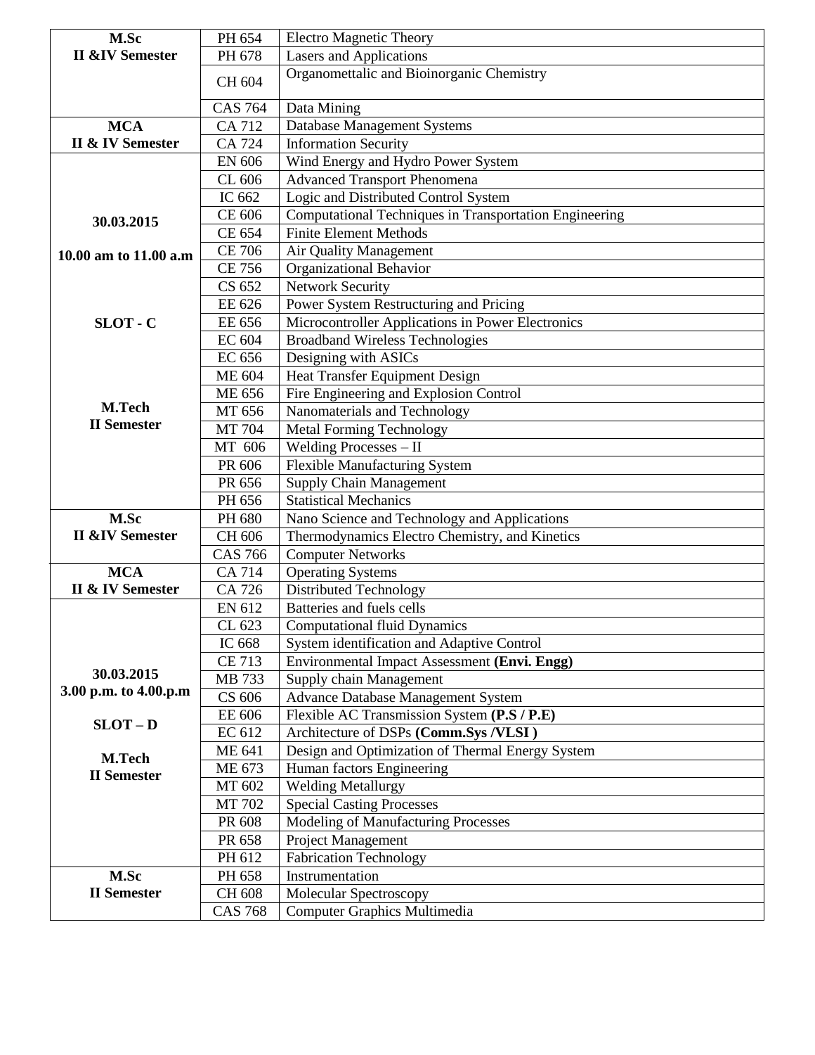| | | |
|---|---|---|
| **M.Sc II &IV Semester** | PH 654 | Electro Magnetic Theory |
| | PH 678 | Lasers and Applications |
| | CH 604 | Organomettalic and Bioinorganic Chemistry |
| | CAS 764 | Data Mining |
| **MCA II & IV Semester** | CA 712 | Database Management Systems |
| | CA 724 | Information Security |
| **30.03.2015 10.00 am to 11.00 a.m SLOT - C M.Tech II Semester** | EN 606 | Wind Energy and Hydro Power System |
| | CL 606 | Advanced Transport Phenomena |
| | IC 662 | Logic and Distributed Control System |
| | CE 606 | Computational Techniques in Transportation Engineering |
| | CE 654 | Finite Element Methods |
| | CE 706 | Air Quality Management |
| | CE 756 | Organizational Behavior |
| | CS 652 | Network Security |
| | EE 626 | Power System Restructuring and Pricing |
| | EE 656 | Microcontroller Applications in Power Electronics |
| | EC 604 | Broadband Wireless Technologies |
| | EC 656 | Designing with ASICs |
| | ME 604 | Heat Transfer Equipment Design |
| | ME 656 | Fire Engineering and Explosion Control |
| | MT 656 | Nanomaterials and Technology |
| | MT 704 | Metal Forming Technology |
| | MT 606 | Welding Processes – II |
| | PR 606 | Flexible Manufacturing System |
| | PR 656 | Supply Chain Management |
| | PH 656 | Statistical Mechanics |
| **M.Sc II &IV Semester** | PH 680 | Nano Science and Technology and Applications |
| | CH 606 | Thermodynamics Electro Chemistry, and Kinetics |
| | CAS 766 | Computer Networks |
| **MCA II & IV Semester** | CA 714 | Operating Systems |
| | CA 726 | Distributed Technology |
| **30.03.2015 3.00 p.m. to 4.00.p.m SLOT – D M.Tech II Semester** | EN 612 | Batteries and fuels cells |
| | CL 623 | Computational fluid Dynamics |
| | IC 668 | System identification and Adaptive Control |
| | CE 713 | Environmental Impact Assessment **(Envi. Engg)** |
| | MB 733 | Supply chain Management |
| | CS 606 | Advance Database Management System |
| | EE 606 | Flexible AC Transmission System **(P.S / P.E)** |
| | EC 612 | Architecture of DSPs **(Comm.Sys /VLSI )** |
| | ME 641 | Design and Optimization of Thermal Energy System |
| | ME 673 | Human factors Engineering |
| | MT 602 | Welding Metallurgy |
| | MT 702 | Special Casting Processes |
| | PR 608 | Modeling of Manufacturing Processes |
| | PR 658 | Project Management |
| | PH 612 | Fabrication Technology |
| **M.Sc II Semester** | PH 658 | Instrumentation |
| | CH 608 | Molecular Spectroscopy |
| | CAS 768 | Computer Graphics Multimedia |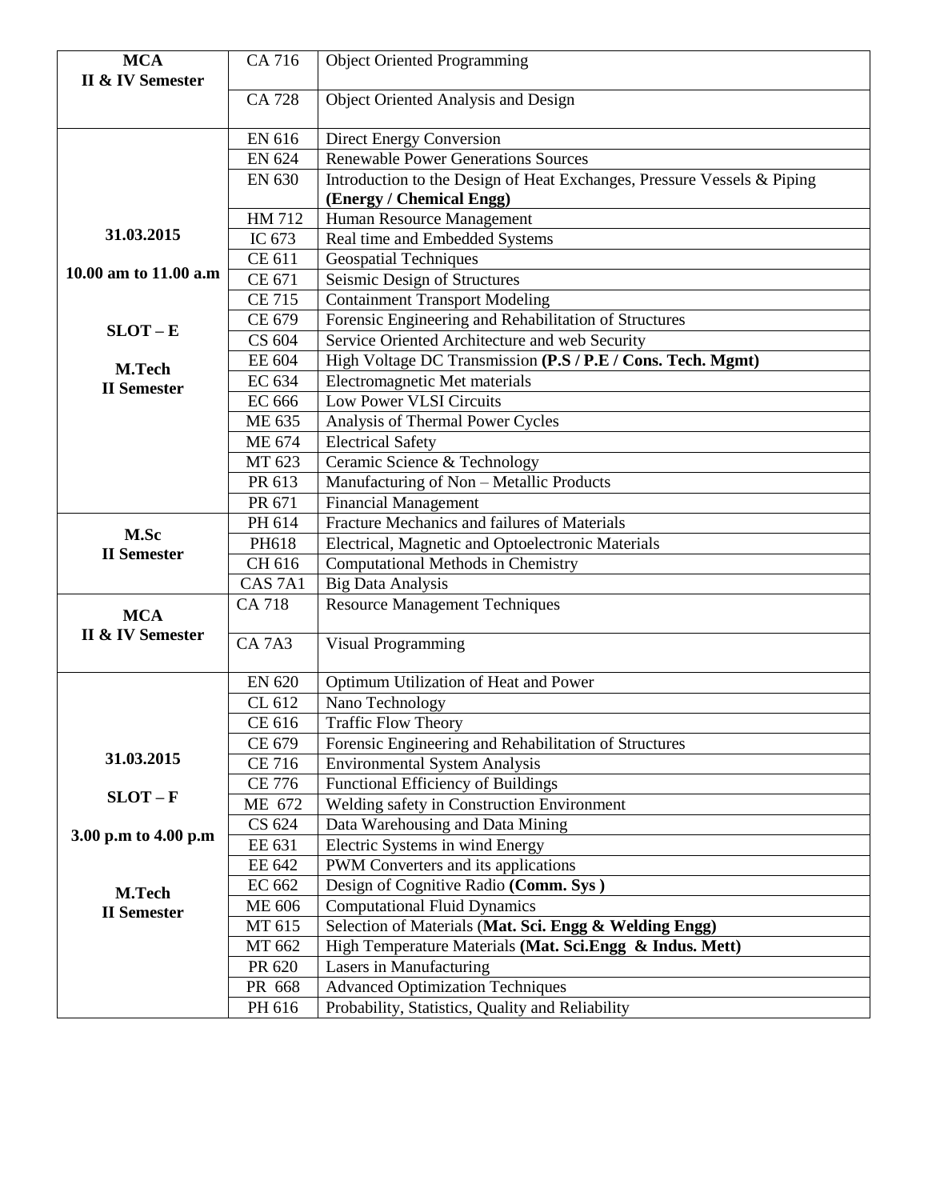| | | |
|---|---|---|
| **MCA II & IV Semester** | CA 716 | Object Oriented Programming |
| | CA 728 | Object Oriented Analysis and Design |
| **31.03.2015** **10.00 am to 11.00 a.m** **SLOT – E** **M.Tech II Semester** | EN 616 | Direct Energy Conversion |
| | EN 624 | Renewable Power Generations Sources |
| | EN 630 | Introduction to the Design of Heat Exchanges, Pressure Vessels & Piping **(Energy / Chemical Engg)** |
| | HM 712 | Human Resource Management |
| | IC 673 | Real time and Embedded Systems |
| | CE 611 | Geospatial Techniques |
| | CE 671 | Seismic Design of Structures |
| | CE 715 | Containment Transport Modeling |
| | CE 679 | Forensic Engineering and Rehabilitation of Structures |
| | CS 604 | Service Oriented Architecture and web Security |
| | EE 604 | High Voltage DC Transmission **(P.S / P.E / Cons. Tech. Mgmt)** |
| | EC 634 | Electromagnetic Met materials |
| | EC 666 | Low Power VLSI Circuits |
| | ME 635 | Analysis of Thermal Power Cycles |
| | ME 674 | Electrical Safety |
| | MT 623 | Ceramic Science & Technology |
| | PR 613 | Manufacturing of Non – Metallic Products |
| | PR 671 | Financial Management |
| **M.Sc II Semester** | PH 614 | Fracture Mechanics and failures of Materials |
| | PH618 | Electrical, Magnetic and Optoelectronic Materials |
| | CH 616 | Computational Methods in Chemistry |
| | CAS 7A1 | Big Data Analysis |
| **MCA II & IV Semester** | CA 718 | Resource Management Techniques |
| | CA 7A3 | Visual Programming |
| **31.03.2015** **SLOT – F** **3.00 p.m to 4.00 p.m** **M.Tech II Semester** | EN 620 | Optimum Utilization of Heat and Power |
| | CL 612 | Nano Technology |
| | CE 616 | Traffic Flow Theory |
| | CE 679 | Forensic Engineering and Rehabilitation of Structures |
| | CE 716 | Environmental System Analysis |
| | CE 776 | Functional Efficiency of Buildings |
| | ME 672 | Welding safety in Construction Environment |
| | CS 624 | Data Warehousing and Data Mining |
| | EE 631 | Electric Systems in wind Energy |
| | EE 642 | PWM Converters and its applications |
| | EC 662 | Design of Cognitive Radio **(Comm. Sys )** |
| | ME 606 | Computational Fluid Dynamics |
| | MT 615 | Selection of Materials (**Mat. Sci. Engg & Welding Engg)** |
| | MT 662 | High Temperature Materials **(Mat. Sci.Engg & Indus. Mett)** |
| | PR 620 | Lasers in Manufacturing |
| | PR 668 | Advanced Optimization Techniques |
| | PH 616 | Probability, Statistics, Quality and Reliability |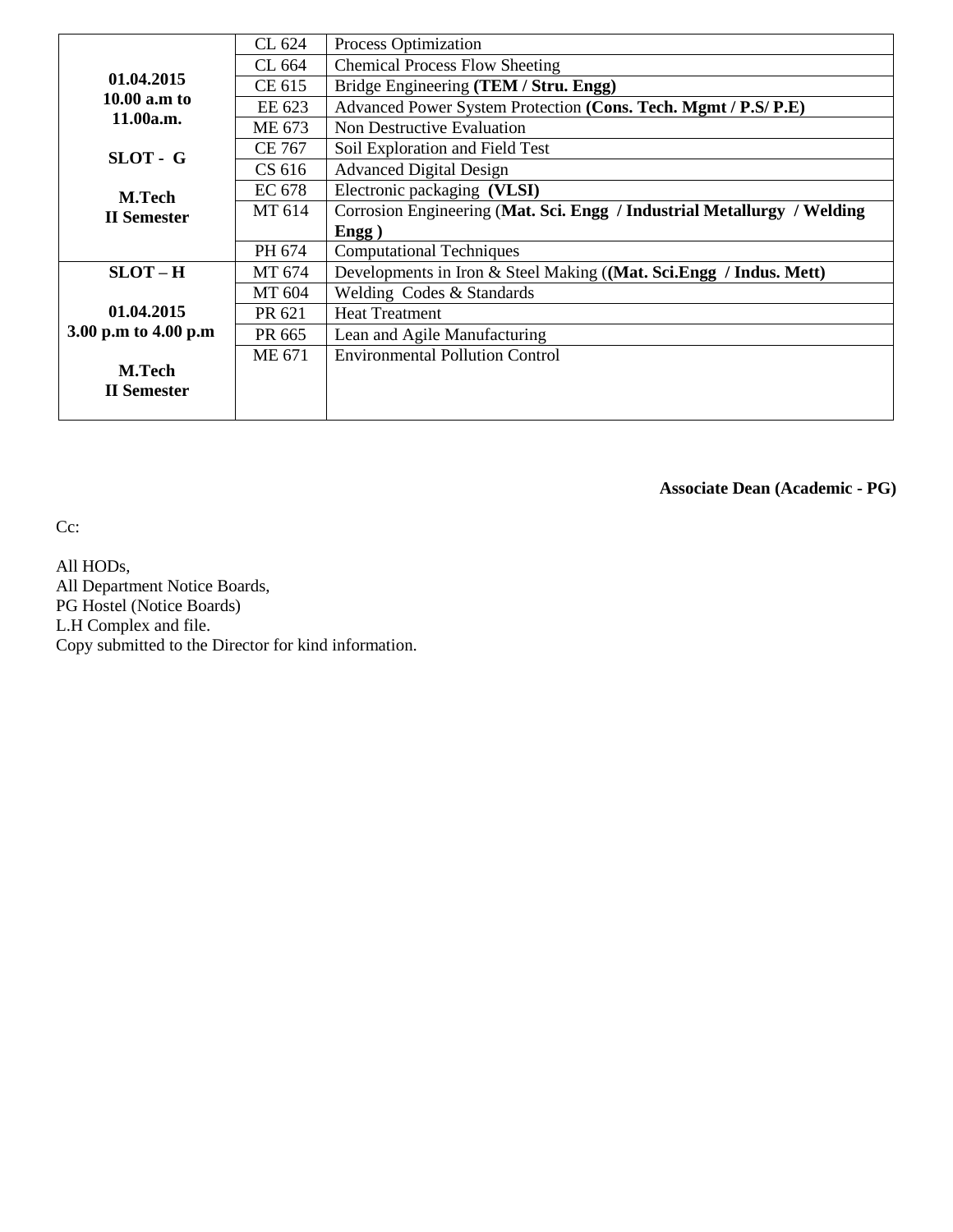| | | |
|---|---|---|
| **01.04.2015 10.00 a.m to 11.00a.m. SLOT - G M.Tech II Semester** | CL 624 | Process Optimization |
| | CL 664 | Chemical Process Flow Sheeting |
| | CE 615 | Bridge Engineering **(TEM / Stru. Engg)** |
| | EE 623 | Advanced Power System Protection **(Cons. Tech. Mgmt / P.S/ P.E)** |
| | ME 673 | Non Destructive Evaluation |
| | CE 767 | Soil Exploration and Field Test |
| | CS 616 | Advanced Digital Design |
| | EC 678 | Electronic packaging **(VLSI)** |
| | MT 614 | Corrosion Engineering (**Mat. Sci. Engg / Industrial Metallurgy / Welding Engg )** |
| | PH 674 | Computational Techniques |
| **SLOT – H 01.04.2015 3.00 p.m to 4.00 p.m M.Tech II Semester** | MT 674 | Developments in Iron & Steel Making (**(Mat. Sci.Engg / Indus. Mett)** |
| | MT 604 | Welding Codes & Standards |
| | PR 621 | Heat Treatment |
| | PR 665 | Lean and Agile Manufacturing |
| | ME 671 | Environmental Pollution Control |

**Associate Dean (Academic - PG)**

Cc:

All HODs,
All Department Notice Boards,
PG Hostel (Notice Boards)
L.H Complex and file.
Copy submitted to the Director for kind information.